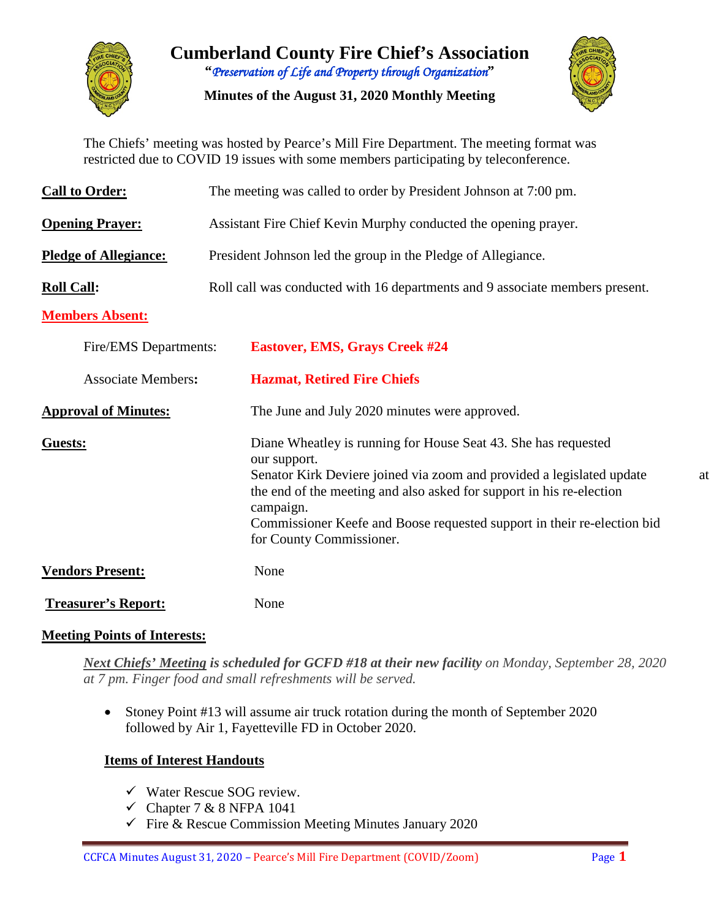# Cumberland County Fire Chief's Association

*"Preservation of Life and Property through Organization"*

**Minutes of the August 31, 2020 Monthly Meeting**

The Chiefs' meeting was hosted by Pearce's Mill Fire Department. The meeting format was restricted due to COVID 19 issues with some members participating by teleconference.

**Call to Order:** The meeting was called to order by President Johnson at 7:00 pm.

**Opening Prayer:** Assistant Fire Chief Kevin Murphy conducted the opening prayer.

**Pledge of Allegiance:** President Johnson led the group in the Pledge of Allegiance.

**Roll Call:** Roll call was conducted with 16 departments and 9 associate members present.

**Members Absent:**

Fire/EMS Departments: **Eastover, EMS, Grays Creek #24**

Associate Members: **Hazmat, Retired Fire Chiefs**

**Approval of Minutes:** The June and July 2020 minutes were approved.

**Guests:** Diane Wheatley is running for House Seat 43. She has requested our support.
Senator Kirk Deviere joined via zoom and provided a legislated update at the end of the meeting and also asked for support in his re-election campaign.
Commissioner Keefe and Boose requested support in their re-election bid for County Commissioner.

**Vendors Present:** None

**Treasurer's Report:** None

**Meeting Points of Interests:**

***Next Chiefs' Meeting is scheduled for GCFD #18 at their new facility*** *on Monday, September 28, 2020 at 7 pm. Finger food and small refreshments will be served.*

- Stoney Point #13 will assume air truck rotation during the month of September 2020 followed by Air 1, Fayetteville FD in October 2020.

**Items of Interest Handouts**

- ✓ Water Rescue SOG review.
- ✓ Chapter 7 & 8 NFPA 1041
- ✓ Fire & Rescue Commission Meeting Minutes January 2020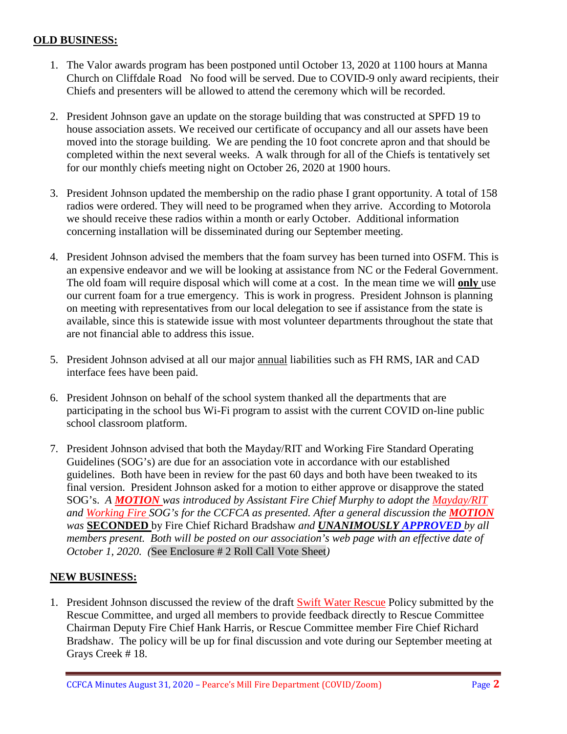**OLD BUSINESS:**

1. The Valor awards program has been postponed until October 13, 2020 at 1100 hours at Manna Church on Cliffdale Road No food will be served. Due to COVID-9 only award recipients, their Chiefs and presenters will be allowed to attend the ceremony which will be recorded.

2. President Johnson gave an update on the storage building that was constructed at SPFD 19 to house association assets. We received our certificate of occupancy and all our assets have been moved into the storage building. We are pending the 10 foot concrete apron and that should be completed within the next several weeks. A walk through for all of the Chiefs is tentatively set for our monthly chiefs meeting night on October 26, 2020 at 1900 hours.

3. President Johnson updated the membership on the radio phase I grant opportunity. A total of 158 radios were ordered. They will need to be programed when they arrive. According to Motorola we should receive these radios within a month or early October. Additional information concerning installation will be disseminated during our September meeting.

4. President Johnson advised the members that the foam survey has been turned into OSFM. This is an expensive endeavor and we will be looking at assistance from NC or the Federal Government. The old foam will require disposal which will come at a cost. In the mean time we will **only** use our current foam for a true emergency. This is work in progress. President Johnson is planning on meeting with representatives from our local delegation to see if assistance from the state is available, since this is statewide issue with most volunteer departments throughout the state that are not financial able to address this issue.

5. President Johnson advised at all our major annual liabilities such as FH RMS, IAR and CAD interface fees have been paid.

6. President Johnson on behalf of the school system thanked all the departments that are participating in the school bus Wi-Fi program to assist with the current COVID on-line public school classroom platform.

7. President Johnson advised that both the Mayday/RIT and Working Fire Standard Operating Guidelines (SOG's) are due for an association vote in accordance with our established guidelines. Both have been in review for the past 60 days and both have been tweaked to its final version. President Johnson asked for a motion to either approve or disapprove the stated SOG's. *A **MOTION** was introduced by Assistant Fire Chief Murphy to adopt the Mayday/RIT and Working Fire SOG's for the CCFCA as presented. After a general discussion the **MOTION** was* **SECONDED** by Fire Chief Richard Bradshaw *and **UNANIMOUSLY APPROVED** by all members present. Both will be posted on our association's web page with an effective date of October 1, 2020. (*See Enclosure # 2 Roll Call Vote Sheet*)*

**NEW BUSINESS:**

1. President Johnson discussed the review of the draft Swift Water Rescue Policy submitted by the Rescue Committee, and urged all members to provide feedback directly to Rescue Committee Chairman Deputy Fire Chief Hank Harris, or Rescue Committee member Fire Chief Richard Bradshaw. The policy will be up for final discussion and vote during our September meeting at Grays Creek # 18.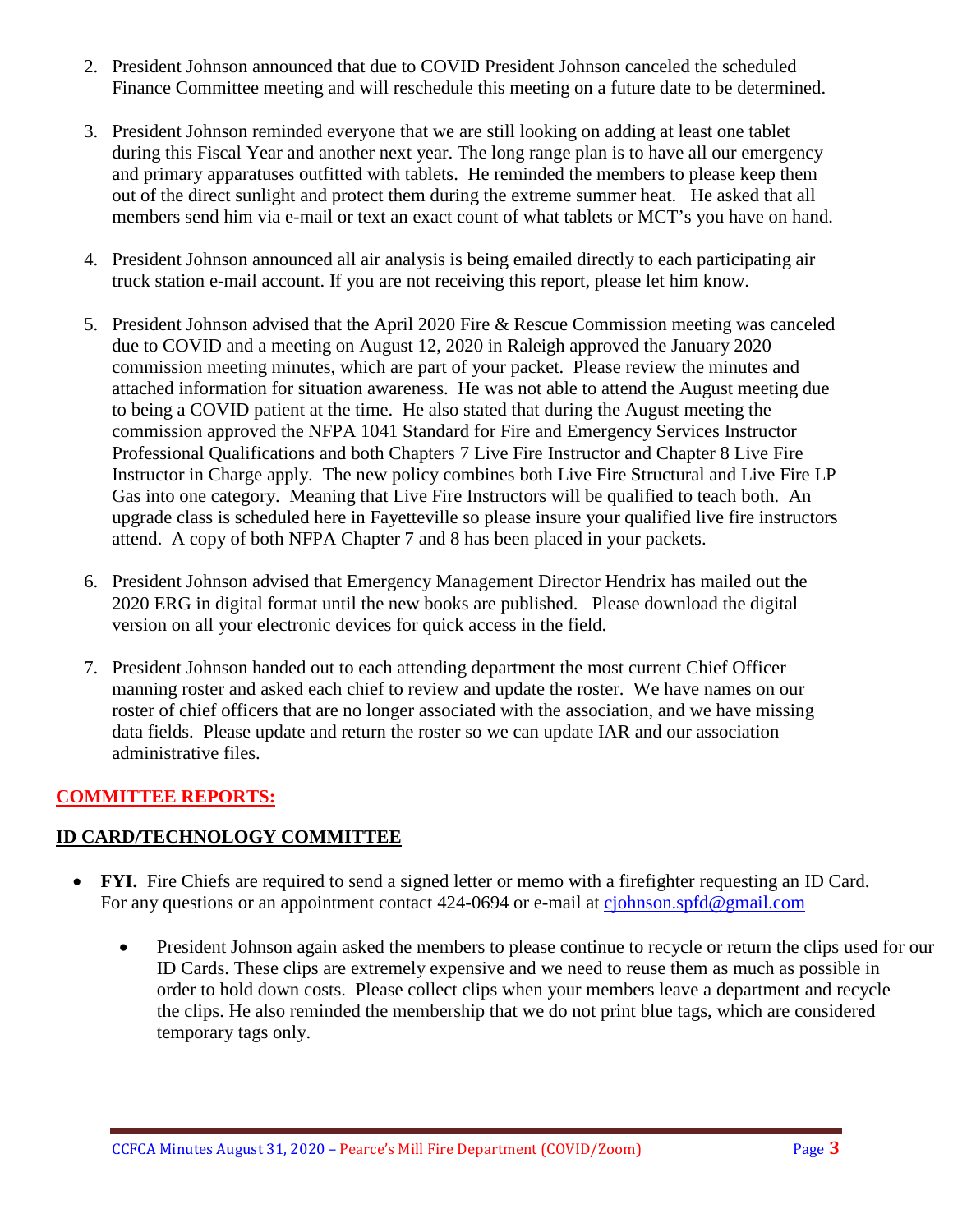2. President Johnson announced that due to COVID President Johnson canceled the scheduled Finance Committee meeting and will reschedule this meeting on a future date to be determined.

3. President Johnson reminded everyone that we are still looking on adding at least one tablet during this Fiscal Year and another next year. The long range plan is to have all our emergency and primary apparatuses outfitted with tablets. He reminded the members to please keep them out of the direct sunlight and protect them during the extreme summer heat. He asked that all members send him via e-mail or text an exact count of what tablets or MCT's you have on hand.

4. President Johnson announced all air analysis is being emailed directly to each participating air truck station e-mail account. If you are not receiving this report, please let him know.

5. President Johnson advised that the April 2020 Fire & Rescue Commission meeting was canceled due to COVID and a meeting on August 12, 2020 in Raleigh approved the January 2020 commission meeting minutes, which are part of your packet. Please review the minutes and attached information for situation awareness. He was not able to attend the August meeting due to being a COVID patient at the time. He also stated that during the August meeting the commission approved the NFPA 1041 Standard for Fire and Emergency Services Instructor Professional Qualifications and both Chapters 7 Live Fire Instructor and Chapter 8 Live Fire Instructor in Charge apply. The new policy combines both Live Fire Structural and Live Fire LP Gas into one category. Meaning that Live Fire Instructors will be qualified to teach both. An upgrade class is scheduled here in Fayetteville so please insure your qualified live fire instructors attend. A copy of both NFPA Chapter 7 and 8 has been placed in your packets.

6. President Johnson advised that Emergency Management Director Hendrix has mailed out the 2020 ERG in digital format until the new books are published. Please download the digital version on all your electronic devices for quick access in the field.

7. President Johnson handed out to each attending department the most current Chief Officer manning roster and asked each chief to review and update the roster. We have names on our roster of chief officers that are no longer associated with the association, and we have missing data fields. Please update and return the roster so we can update IAR and our association administrative files.

## COMMITTEE REPORTS:

### ID CARD/TECHNOLOGY COMMITTEE

- **FYI.** Fire Chiefs are required to send a signed letter or memo with a firefighter requesting an ID Card. For any questions or an appointment contact 424-0694 or e-mail at cjohnson.spfd@gmail.com

  - President Johnson again asked the members to please continue to recycle or return the clips used for our ID Cards. These clips are extremely expensive and we need to reuse them as much as possible in order to hold down costs. Please collect clips when your members leave a department and recycle the clips. He also reminded the membership that we do not print blue tags, which are considered temporary tags only.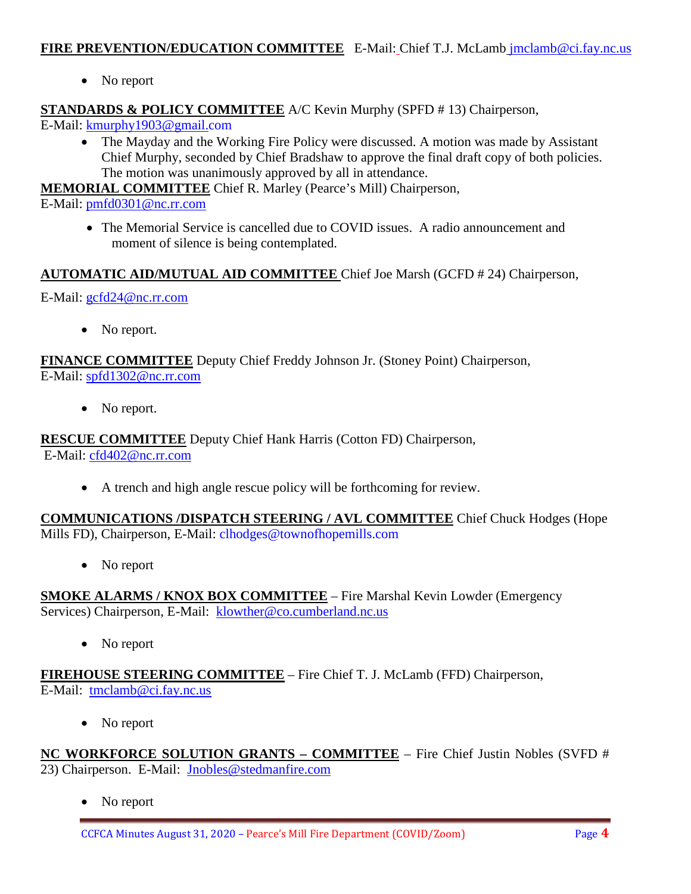**<u>FIRE PREVENTION/EDUCATION COMMITTEE</u>** E-Mail: Chief T.J. McLamb jmclamb@ci.fay.nc.us

- No report

**<u>STANDARDS & POLICY COMMITTEE</u>** A/C Kevin Murphy (SPFD # 13) Chairperson,
E-Mail: kmurphy1903@gmail.com

- The Mayday and the Working Fire Policy were discussed. A motion was made by Assistant Chief Murphy, seconded by Chief Bradshaw to approve the final draft copy of both policies. The motion was unanimously approved by all in attendance.

**<u>MEMORIAL COMMITTEE</u>** Chief R. Marley (Pearce's Mill) Chairperson,
E-Mail: pmfd0301@nc.rr.com

- The Memorial Service is cancelled due to COVID issues. A radio announcement and moment of silence is being contemplated.

**<u>AUTOMATIC AID/MUTUAL AID COMMITTEE</u>** Chief Joe Marsh (GCFD # 24) Chairperson,

E-Mail: gcfd24@nc.rr.com

- No report.

**<u>FINANCE COMMITTEE</u>** Deputy Chief Freddy Johnson Jr. (Stoney Point) Chairperson,
E-Mail: spfd1302@nc.rr.com

- No report.

**<u>RESCUE COMMITTEE</u>** Deputy Chief Hank Harris (Cotton FD) Chairperson,
E-Mail: cfd402@nc.rr.com

- A trench and high angle rescue policy will be forthcoming for review.

**<u>COMMUNICATIONS /DISPATCH STEERING / AVL COMMITTEE</u>** Chief Chuck Hodges (Hope Mills FD), Chairperson, E-Mail: clhodges@townofhopemills.com

- No report

**<u>SMOKE ALARMS / KNOX BOX COMMITTEE</u>** – Fire Marshal Kevin Lowder (Emergency Services) Chairperson, E-Mail: klowther@co.cumberland.nc.us

- No report

**<u>FIREHOUSE STEERING COMMITTEE</u>** – Fire Chief T. J. McLamb (FFD) Chairperson,
E-Mail: tmclamb@ci.fay.nc.us

- No report

**<u>NC WORKFORCE SOLUTION GRANTS – COMMITTEE</u>** – Fire Chief Justin Nobles (SVFD # 23) Chairperson. E-Mail: Jnobles@stedmanfire.com

- No report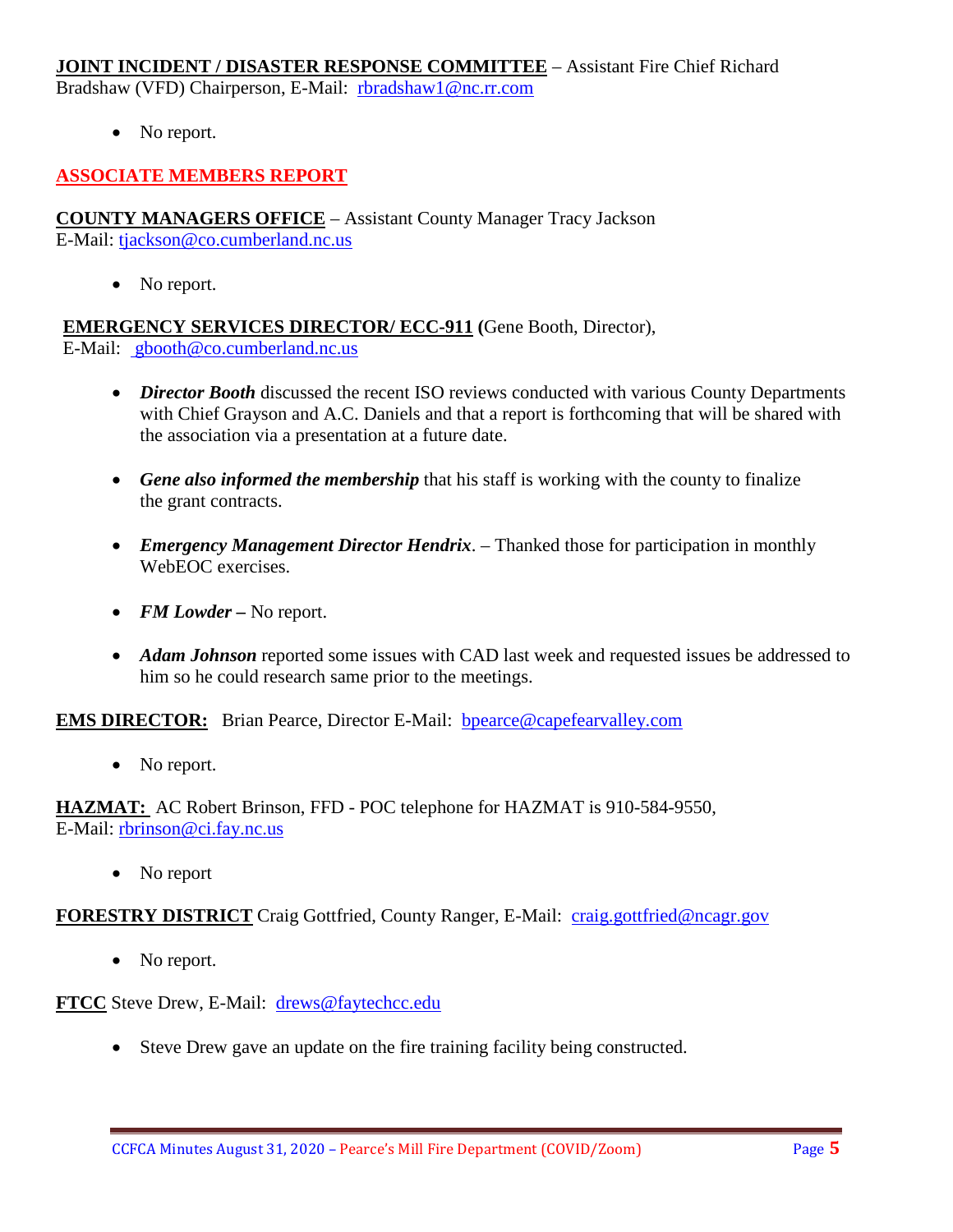**JOINT INCIDENT / DISASTER RESPONSE COMMITTEE** – Assistant Fire Chief Richard Bradshaw (VFD) Chairperson, E-Mail: rbradshaw1@nc.rr.com

- No report.

## ASSOCIATE MEMBERS REPORT

**COUNTY MANAGERS OFFICE** – Assistant County Manager Tracy Jackson
E-Mail: tjackson@co.cumberland.nc.us

- No report.

**EMERGENCY SERVICES DIRECTOR/ ECC-911 (**Gene Booth, Director),
E-Mail: gbooth@co.cumberland.nc.us

- ***Director Booth*** discussed the recent ISO reviews conducted with various County Departments with Chief Grayson and A.C. Daniels and that a report is forthcoming that will be shared with the association via a presentation at a future date.

- ***Gene also informed the membership*** that his staff is working with the county to finalize the grant contracts.

- ***Emergency Management Director Hendrix***. – Thanked those for participation in monthly WebEOC exercises.

- ***FM Lowder –*** No report.

- ***Adam Johnson*** reported some issues with CAD last week and requested issues be addressed to him so he could research same prior to the meetings.

**EMS DIRECTOR:** Brian Pearce, Director E-Mail: bpearce@capefearvalley.com

- No report.

**HAZMAT:** AC Robert Brinson, FFD - POC telephone for HAZMAT is 910-584-9550,
E-Mail: rbrinson@ci.fay.nc.us

- No report

**FORESTRY DISTRICT** Craig Gottfried, County Ranger, E-Mail: craig.gottfried@ncagr.gov

- No report.

**FTCC** Steve Drew, E-Mail: drews@faytechcc.edu

- Steve Drew gave an update on the fire training facility being constructed.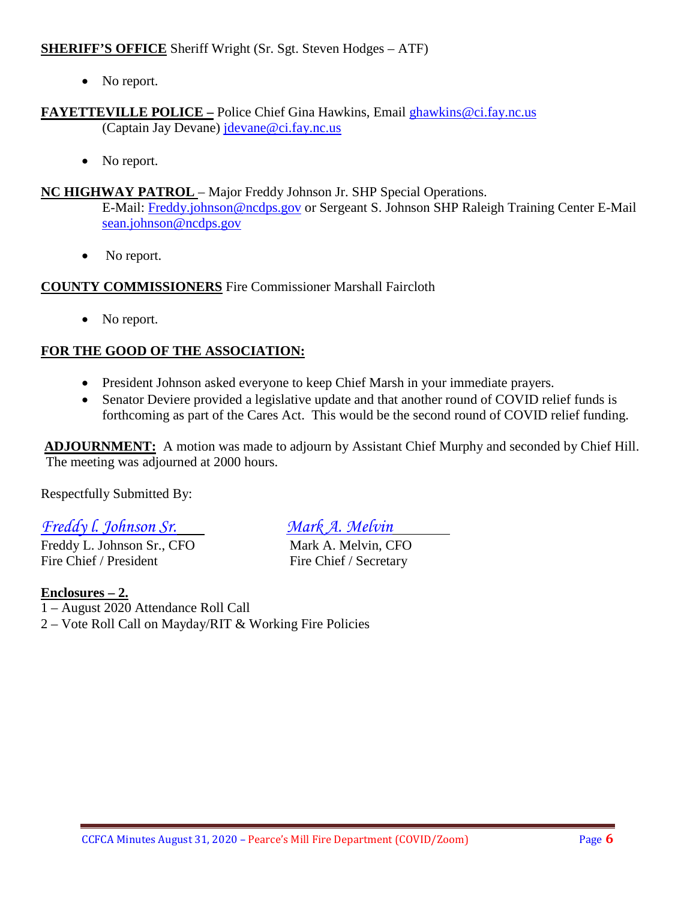**SHERIFF'S OFFICE** Sheriff Wright (Sr. Sgt. Steven Hodges – ATF)

- No report.

**FAYETTEVILLE POLICE –** Police Chief Gina Hawkins, Email ghawkins@ci.fay.nc.us
(Captain Jay Devane) jdevane@ci.fay.nc.us

- No report.

**NC HIGHWAY PATROL** – Major Freddy Johnson Jr. SHP Special Operations.
E-Mail: Freddy.johnson@ncdps.gov or Sergeant S. Johnson SHP Raleigh Training Center E-Mail sean.johnson@ncdps.gov

- No report.

**COUNTY COMMISSIONERS** Fire Commissioner Marshall Faircloth

- No report.

**FOR THE GOOD OF THE ASSOCIATION:**

- President Johnson asked everyone to keep Chief Marsh in your immediate prayers.
- Senator Deviere provided a legislative update and that another round of COVID relief funds is forthcoming as part of the Cares Act. This would be the second round of COVID relief funding.

**ADJOURNMENT:** A motion was made to adjourn by Assistant Chief Murphy and seconded by Chief Hill. The meeting was adjourned at 2000 hours.

Respectfully Submitted By:

| *Freddy l. Johnson Sr.* | *Mark A. Melvin* |
|---|---|
| Freddy L. Johnson Sr., CFO | Mark A. Melvin, CFO |
| Fire Chief / President | Fire Chief / Secretary |

**Enclosures – 2.**

1 – August 2020 Attendance Roll Call
2 – Vote Roll Call on Mayday/RIT & Working Fire Policies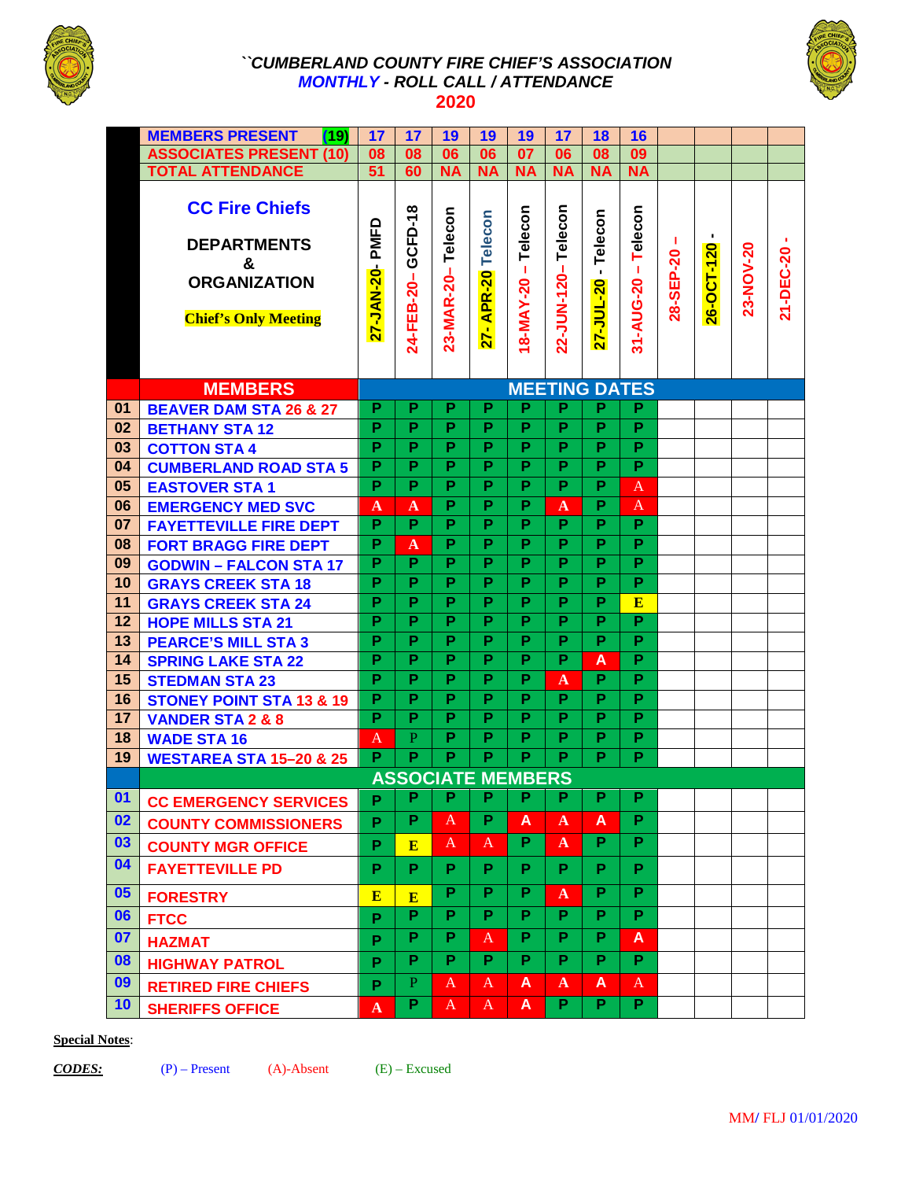# ``CUMBERLAND COUNTY FIRE CHIEF'S ASSOCIATION

## MONTHLY - ROLL CALL / ATTENDANCE

## 2020

| | | | | | | | | | | | | | |
|---|---|---|---|---|---|---|---|---|---|---|---|---|---|
| | MEMBERS PRESENT (19) | 17 | 17 | 19 | 19 | 19 | 17 | 18 | 16 | | | | |
| | ASSOCIATES PRESENT (10) | 08 | 08 | 06 | 06 | 07 | 06 | 08 | 09 | | | | |
| | TOTAL ATTENDANCE | 51 | 60 | NA | NA | NA | NA | NA | NA | | | | |
| | CC Fire Chiefs DEPARTMENTS & ORGANIZATION Chief's Only Meeting | 27-JAN-20- PMFD | 24-FEB-20– GCFD-18 | 23-MAR-20– Telecon | 27- APR-20 Telecon | 18-MAY-20 – Telecon | 22-JUN-120– Telecon | 27-JUL-20 - Telecon | 31-AUG-20 – Telecon | 28-SEP-20 – | 26-OCT-120 - | 23-NOV-20 | 21-DEC-20 - |
| | **MEMBERS** | **MEETING DATES** | | | | | | | | | | | |
| 01 | BEAVER DAM STA 26 & 27 | P | P | P | P | P | P | P | P | | | | |
| 02 | BETHANY STA 12 | P | P | P | P | P | P | P | P | | | | |
| 03 | COTTON STA 4 | P | P | P | P | P | P | P | P | | | | |
| 04 | CUMBERLAND ROAD STA 5 | P | P | P | P | P | P | P | P | | | | |
| 05 | EASTOVER STA 1 | P | P | P | P | P | P | P | A | | | | |
| 06 | EMERGENCY MED SVC | A | A | P | P | P | A | P | A | | | | |
| 07 | FAYETTEVILLE FIRE DEPT | P | P | P | P | P | P | P | P | | | | |
| 08 | FORT BRAGG FIRE DEPT | P | A | P | P | P | P | P | P | | | | |
| 09 | GODWIN – FALCON STA 17 | P | P | P | P | P | P | P | P | | | | |
| 10 | GRAYS CREEK STA 18 | P | P | P | P | P | P | P | P | | | | |
| 11 | GRAYS CREEK STA 24 | P | P | P | P | P | P | P | E | | | | |
| 12 | HOPE MILLS STA 21 | P | P | P | P | P | P | P | P | | | | |
| 13 | PEARCE'S MILL STA 3 | P | P | P | P | P | P | P | P | | | | |
| 14 | SPRING LAKE STA 22 | P | P | P | P | P | P | A | P | | | | |
| 15 | STEDMAN STA 23 | P | P | P | P | P | A | P | P | | | | |
| 16 | STONEY POINT STA 13 & 19 | P | P | P | P | P | P | P | P | | | | |
| 17 | VANDER STA 2 & 8 | P | P | P | P | P | P | P | P | | | | |
| 18 | WADE STA 16 | A | P | P | P | P | P | P | P | | | | |
| 19 | WESTAREA STA 15–20 & 25 | P | P | P | P | P | P | P | P | | | | |
| | **ASSOCIATE MEMBERS** | | | | | | | | | | | | |
| 01 | CC EMERGENCY SERVICES | P | P | P | P | P | P | P | P | | | | |
| 02 | COUNTY COMMISSIONERS | P | P | A | P | A | A | A | P | | | | |
| 03 | COUNTY MGR OFFICE | P | E | A | A | P | A | P | P | | | | |
| 04 | FAYETTEVILLE PD | P | P | P | P | P | P | P | P | | | | |
| 05 | FORESTRY | E | E | P | P | P | A | P | P | | | | |
| 06 | FTCC | P | P | P | P | P | P | P | P | | | | |
| 07 | HAZMAT | P | P | P | A | P | P | P | A | | | | |
| 08 | HIGHWAY PATROL | P | P | P | P | P | P | P | P | | | | |
| 09 | RETIRED FIRE CHIEFS | P | P | A | A | A | A | A | A | | | | |
| 10 | SHERIFFS OFFICE | A | P | A | A | A | P | P | P | | | | |

**Special Notes**:

***CODES:*** (P) – Present (A)-Absent (E) – Excused

MM/ FLJ 01/01/2020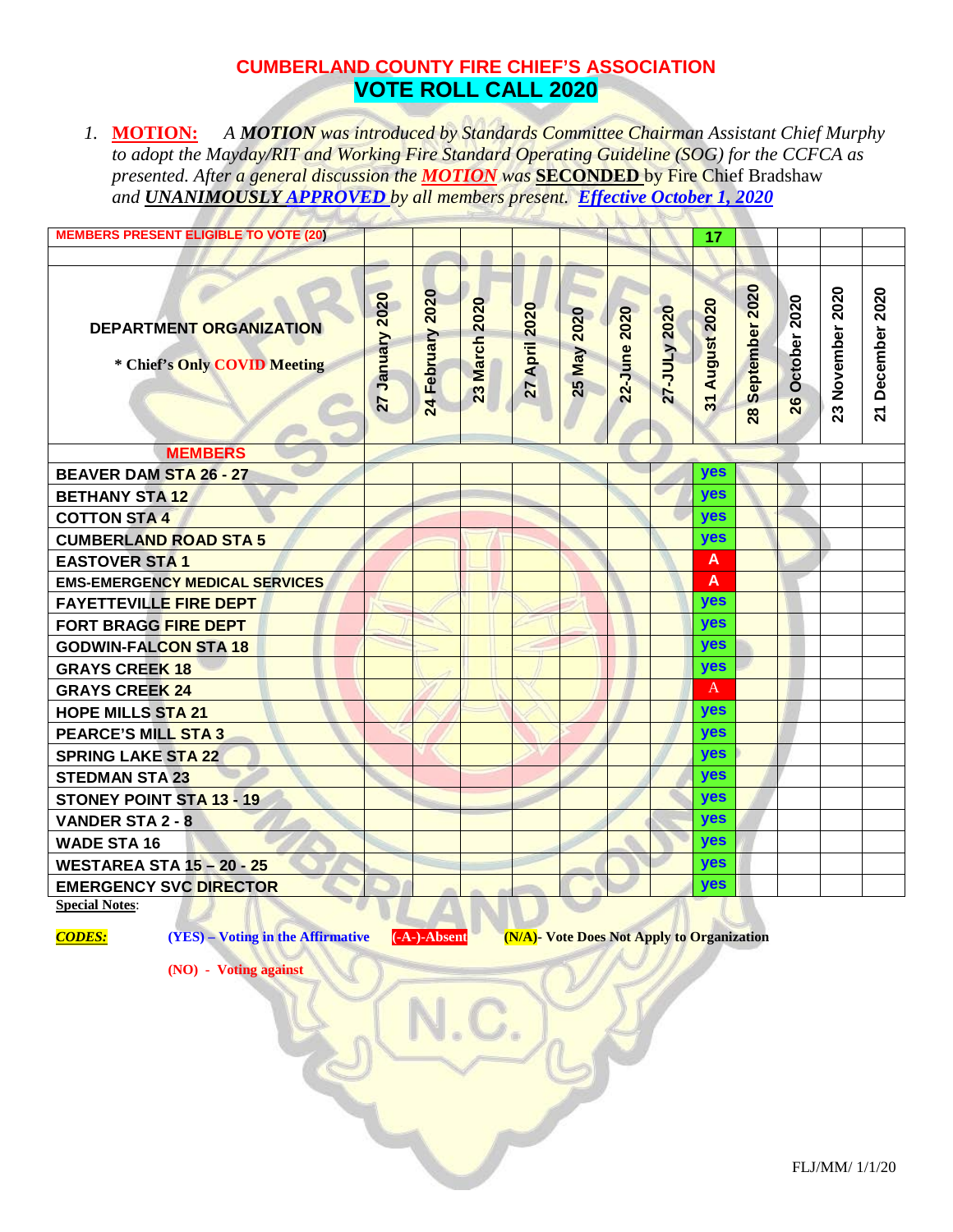# CUMBERLAND COUNTY FIRE CHIEF'S ASSOCIATION

## VOTE ROLL CALL 2020

1. **MOTION:** *A **MOTION** was introduced by Standards Committee Chairman Assistant Chief Murphy to adopt the Mayday/RIT and Working Fire Standard Operating Guideline (SOG) for the CCFCA as presented. After a general discussion the **MOTION** was* **SECONDED** by Fire Chief Bradshaw *and **UNANIMOUSLY APPROVED** by all members present.* ***Effective October 1, 2020***

| MEMBERS PRESENT ELIGIBLE TO VOTE (20) | | | | | | | | 17 | | | | |
|---|---|---|---|---|---|---|---|---|---|---|---|---|
| **DEPARTMENT ORGANIZATION**<br>* Chief's Only COVID Meeting | 27 January 2020 | 24 February 2020 | 23 March 2020 | 27 April 2020 | 25 May 2020 | 22-June 2020 | 27-JULy 2020 | 31 August 2020 | 28 September 2020 | 26 October 2020 | 23 November 2020 | 21 December 2020 |
| **MEMBERS** | | | | | | | | | | | | |
| BEAVER DAM STA 26 - 27 | | | | | | | | yes | | | | |
| BETHANY STA 12 | | | | | | | | yes | | | | |
| COTTON STA 4 | | | | | | | | yes | | | | |
| CUMBERLAND ROAD STA 5 | | | | | | | | yes | | | | |
| EASTOVER STA 1 | | | | | | | | A | | | | |
| EMS-EMERGENCY MEDICAL SERVICES | | | | | | | | A | | | | |
| FAYETTEVILLE FIRE DEPT | | | | | | | | yes | | | | |
| FORT BRAGG FIRE DEPT | | | | | | | | yes | | | | |
| GODWIN-FALCON STA 18 | | | | | | | | yes | | | | |
| GRAYS CREEK 18 | | | | | | | | yes | | | | |
| GRAYS CREEK 24 | | | | | | | | A | | | | |
| HOPE MILLS STA 21 | | | | | | | | yes | | | | |
| PEARCE'S MILL STA 3 | | | | | | | | yes | | | | |
| SPRING LAKE STA 22 | | | | | | | | yes | | | | |
| STEDMAN STA 23 | | | | | | | | yes | | | | |
| STONEY POINT STA 13 - 19 | | | | | | | | yes | | | | |
| VANDER STA 2 - 8 | | | | | | | | yes | | | | |
| WADE STA 16 | | | | | | | | yes | | | | |
| WESTAREA STA 15 – 20 - 25 | | | | | | | | yes | | | | |
| EMERGENCY SVC DIRECTOR | | | | | | | | yes | | | | |

**Special Notes**:

***CODES:*** **(YES) – Voting in the Affirmative** **(-A-)-Absent** **(N/A)- Vote Does Not Apply to Organization**

**(NO) - Voting against**

FLJ/MM/ 1/1/20